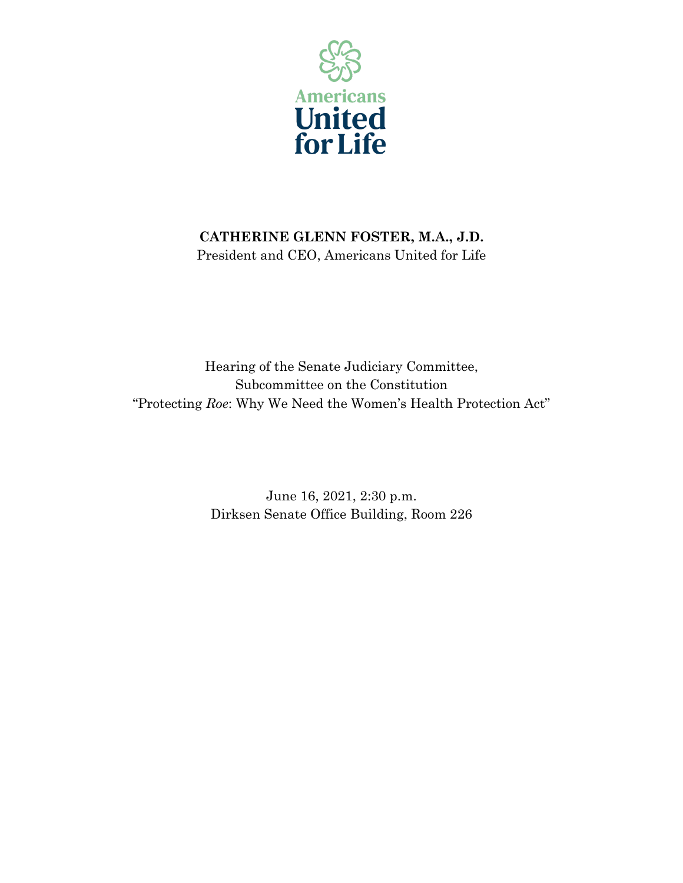Americans United for Life

**CATHERINE GLENN FOSTER, M.A., J.D.**
President and CEO, Americans United for Life

Hearing of the Senate Judiciary Committee,
Subcommittee on the Constitution
"Protecting *Roe*: Why We Need the Women's Health Protection Act"

June 16, 2021, 2:30 p.m.
Dirksen Senate Office Building, Room 226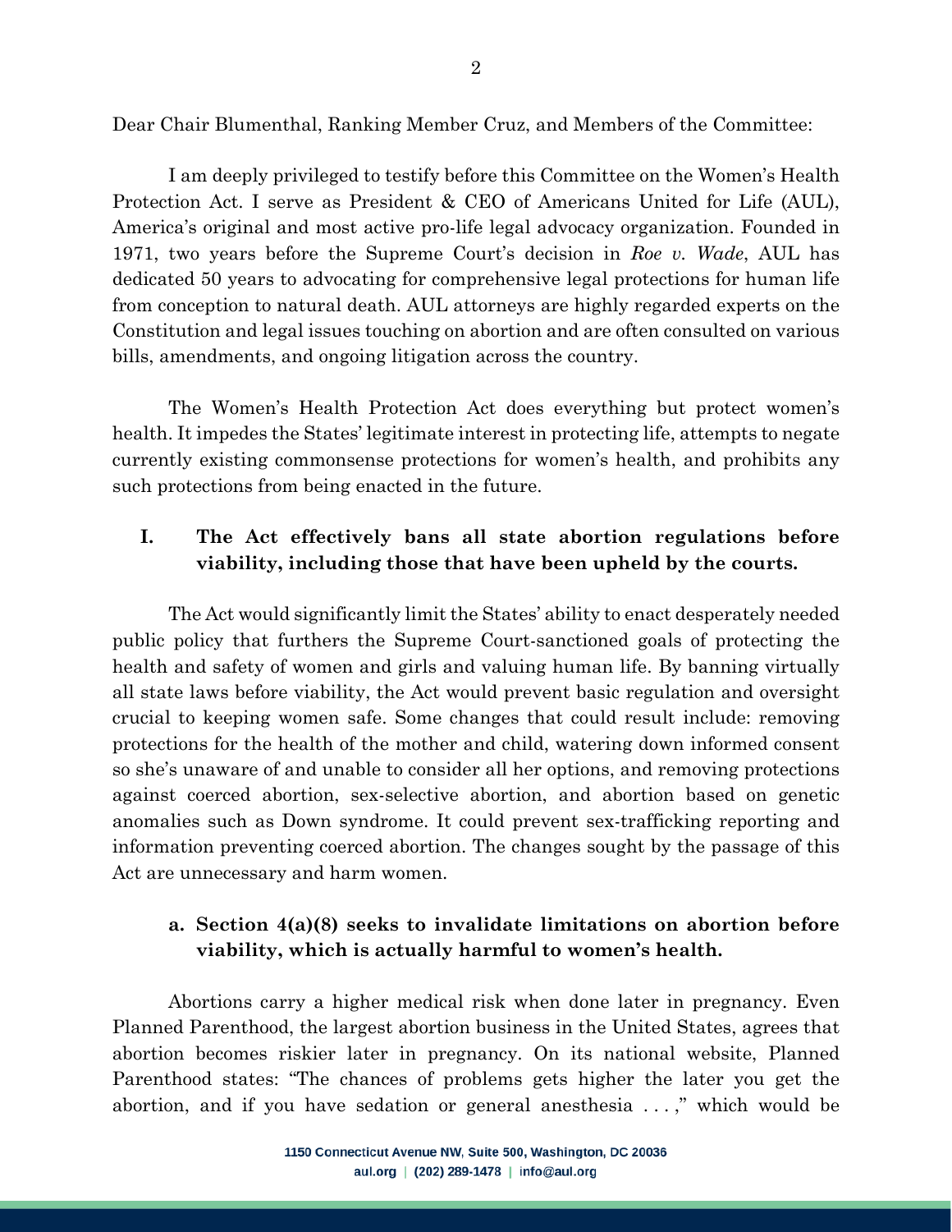Dear Chair Blumenthal, Ranking Member Cruz, and Members of the Committee:

I am deeply privileged to testify before this Committee on the Women's Health Protection Act. I serve as President & CEO of Americans United for Life (AUL), America's original and most active pro-life legal advocacy organization. Founded in 1971, two years before the Supreme Court's decision in *Roe v. Wade*, AUL has dedicated 50 years to advocating for comprehensive legal protections for human life from conception to natural death. AUL attorneys are highly regarded experts on the Constitution and legal issues touching on abortion and are often consulted on various bills, amendments, and ongoing litigation across the country.

The Women's Health Protection Act does everything but protect women's health. It impedes the States' legitimate interest in protecting life, attempts to negate currently existing commonsense protections for women's health, and prohibits any such protections from being enacted in the future.

## I. The Act effectively bans all state abortion regulations before viability, including those that have been upheld by the courts.

The Act would significantly limit the States' ability to enact desperately needed public policy that furthers the Supreme Court-sanctioned goals of protecting the health and safety of women and girls and valuing human life. By banning virtually all state laws before viability, the Act would prevent basic regulation and oversight crucial to keeping women safe. Some changes that could result include: removing protections for the health of the mother and child, watering down informed consent so she's unaware of and unable to consider all her options, and removing protections against coerced abortion, sex-selective abortion, and abortion based on genetic anomalies such as Down syndrome. It could prevent sex-trafficking reporting and information preventing coerced abortion. The changes sought by the passage of this Act are unnecessary and harm women.

### a. Section 4(a)(8) seeks to invalidate limitations on abortion before viability, which is actually harmful to women's health.

Abortions carry a higher medical risk when done later in pregnancy. Even Planned Parenthood, the largest abortion business in the United States, agrees that abortion becomes riskier later in pregnancy. On its national website, Planned Parenthood states: "The chances of problems gets higher the later you get the abortion, and if you have sedation or general anesthesia . . . ," which would be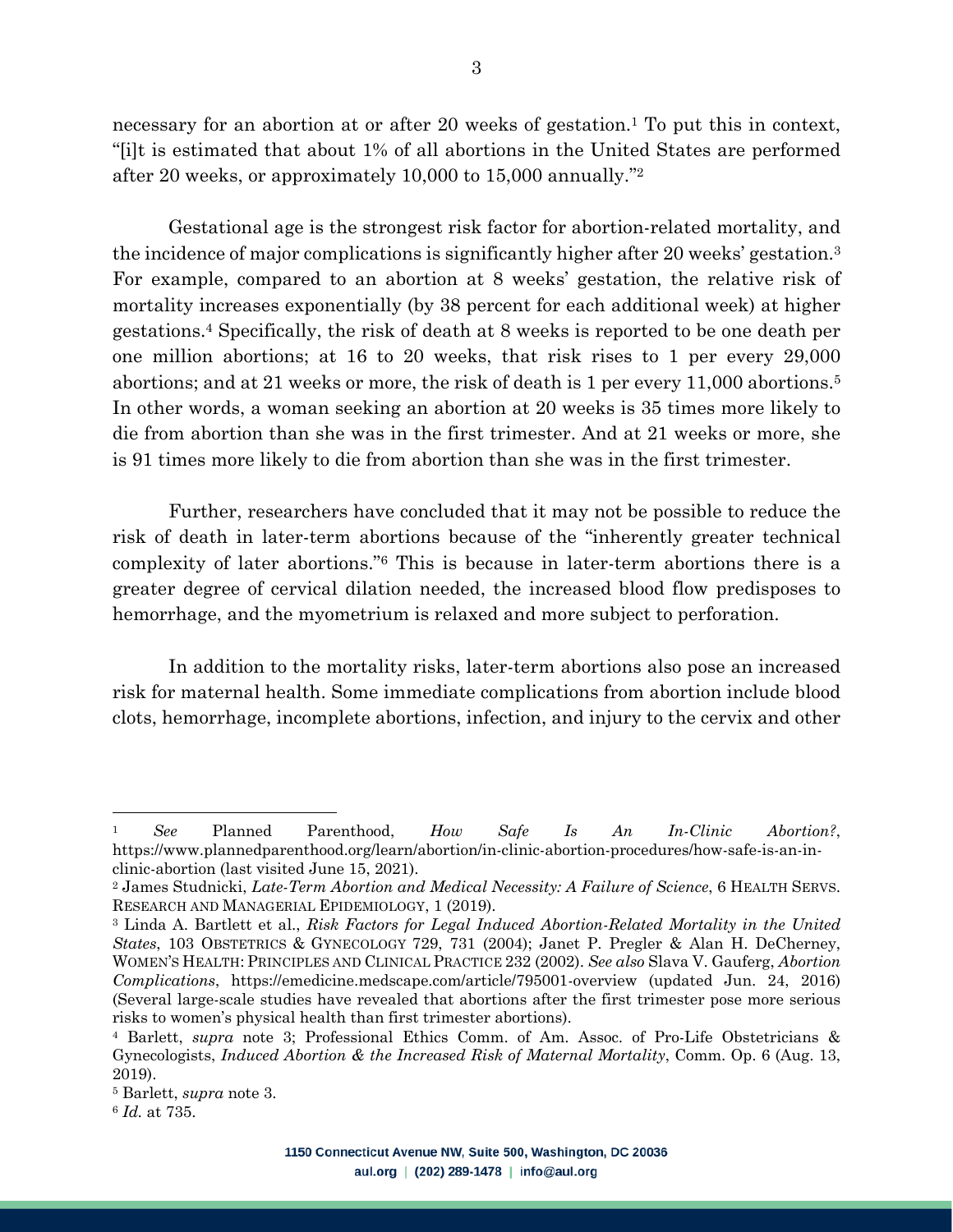necessary for an abortion at or after 20 weeks of gestation.[1] To put this in context, "[i]t is estimated that about 1% of all abortions in the United States are performed after 20 weeks, or approximately 10,000 to 15,000 annually."[2]

Gestational age is the strongest risk factor for abortion-related mortality, and the incidence of major complications is significantly higher after 20 weeks' gestation.[3] For example, compared to an abortion at 8 weeks' gestation, the relative risk of mortality increases exponentially (by 38 percent for each additional week) at higher gestations.[4] Specifically, the risk of death at 8 weeks is reported to be one death per one million abortions; at 16 to 20 weeks, that risk rises to 1 per every 29,000 abortions; and at 21 weeks or more, the risk of death is 1 per every 11,000 abortions.[5] In other words, a woman seeking an abortion at 20 weeks is 35 times more likely to die from abortion than she was in the first trimester. And at 21 weeks or more, she is 91 times more likely to die from abortion than she was in the first trimester.

Further, researchers have concluded that it may not be possible to reduce the risk of death in later-term abortions because of the "inherently greater technical complexity of later abortions."[6] This is because in later-term abortions there is a greater degree of cervical dilation needed, the increased blood flow predisposes to hemorrhage, and the myometrium is relaxed and more subject to perforation.

In addition to the mortality risks, later-term abortions also pose an increased risk for maternal health. Some immediate complications from abortion include blood clots, hemorrhage, incomplete abortions, infection, and injury to the cervix and other

---

[1] *See* Planned Parenthood, *How Safe Is An In-Clinic Abortion?*, https://www.plannedparenthood.org/learn/abortion/in-clinic-abortion-procedures/how-safe-is-an-in-clinic-abortion (last visited June 15, 2021).

[2] James Studnicki, *Late-Term Abortion and Medical Necessity: A Failure of Science*, 6 HEALTH SERVS. RESEARCH AND MANAGERIAL EPIDEMIOLOGY, 1 (2019).

[3] Linda A. Bartlett et al., *Risk Factors for Legal Induced Abortion-Related Mortality in the United States*, 103 OBSTETRICS & GYNECOLOGY 729, 731 (2004); Janet P. Pregler & Alan H. DeCherney, WOMEN'S HEALTH: PRINCIPLES AND CLINICAL PRACTICE 232 (2002). *See also* Slava V. Gauferg, *Abortion Complications*, https://emedicine.medscape.com/article/795001-overview (updated Jun. 24, 2016) (Several large-scale studies have revealed that abortions after the first trimester pose more serious risks to women's physical health than first trimester abortions).

[4] Barlett, *supra* note 3; Professional Ethics Comm. of Am. Assoc. of Pro-Life Obstetricians & Gynecologists, *Induced Abortion & the Increased Risk of Maternal Mortality*, Comm. Op. 6 (Aug. 13, 2019).

[5] Barlett, *supra* note 3.

[6] *Id.* at 735.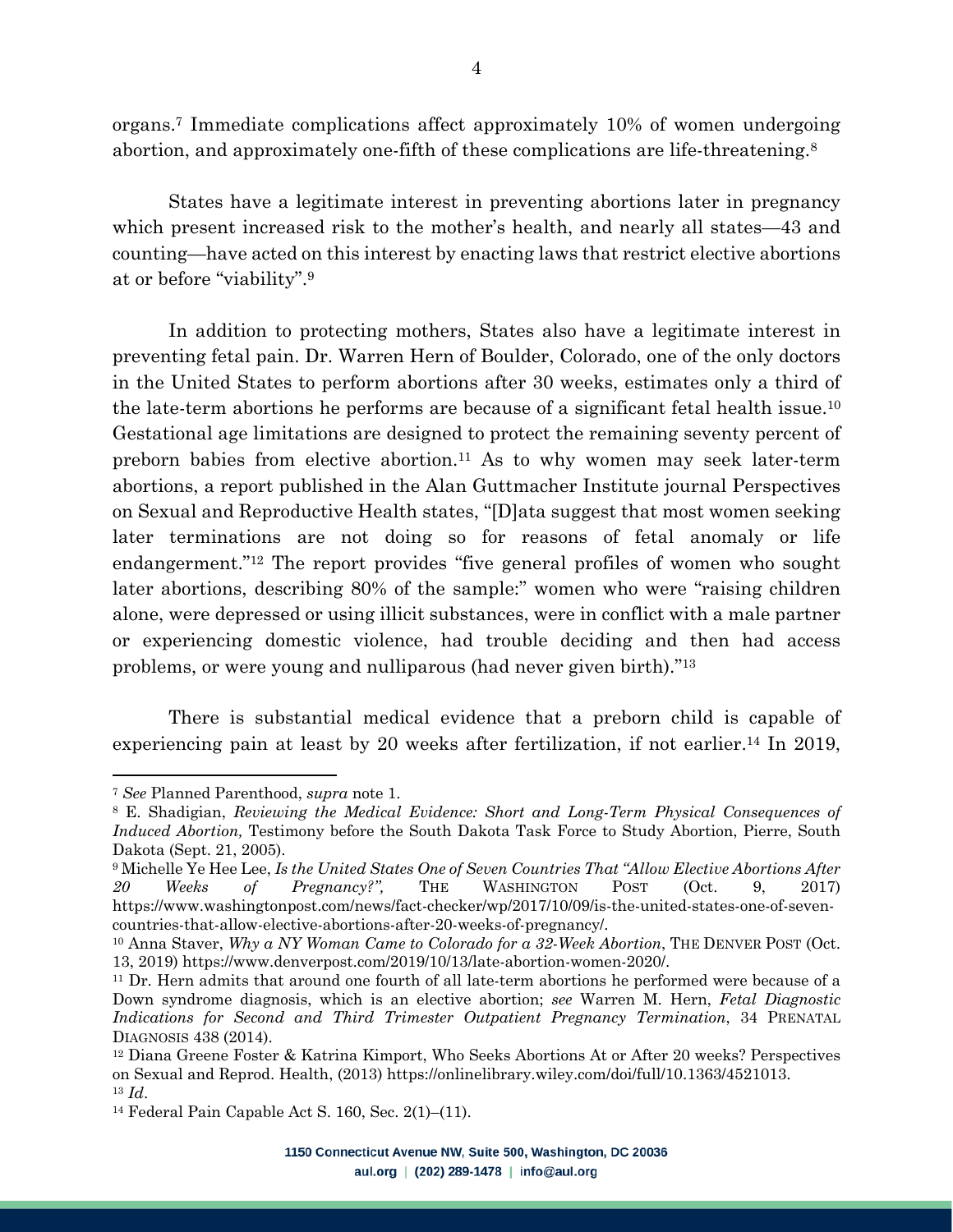organs.[7] Immediate complications affect approximately 10% of women undergoing abortion, and approximately one-fifth of these complications are life-threatening.[8]

States have a legitimate interest in preventing abortions later in pregnancy which present increased risk to the mother's health, and nearly all states—43 and counting—have acted on this interest by enacting laws that restrict elective abortions at or before "viability".[9]

In addition to protecting mothers, States also have a legitimate interest in preventing fetal pain. Dr. Warren Hern of Boulder, Colorado, one of the only doctors in the United States to perform abortions after 30 weeks, estimates only a third of the late-term abortions he performs are because of a significant fetal health issue.[10] Gestational age limitations are designed to protect the remaining seventy percent of preborn babies from elective abortion.[11] As to why women may seek later-term abortions, a report published in the Alan Guttmacher Institute journal Perspectives on Sexual and Reproductive Health states, "[D]ata suggest that most women seeking later terminations are not doing so for reasons of fetal anomaly or life endangerment."[12] The report provides "five general profiles of women who sought later abortions, describing 80% of the sample:" women who were "raising children alone, were depressed or using illicit substances, were in conflict with a male partner or experiencing domestic violence, had trouble deciding and then had access problems, or were young and nulliparous (had never given birth)."[13]

There is substantial medical evidence that a preborn child is capable of experiencing pain at least by 20 weeks after fertilization, if not earlier.[14] In 2019,

---

[7] *See* Planned Parenthood, *supra* note 1.

[8] E. Shadigian, *Reviewing the Medical Evidence: Short and Long-Term Physical Consequences of Induced Abortion,* Testimony before the South Dakota Task Force to Study Abortion, Pierre, South Dakota (Sept. 21, 2005).

[9] Michelle Ye Hee Lee, *Is the United States One of Seven Countries That "Allow Elective Abortions After 20 Weeks of Pregnancy?",* THE WASHINGTON POST (Oct. 9, 2017) https://www.washingtonpost.com/news/fact-checker/wp/2017/10/09/is-the-united-states-one-of-seven-countries-that-allow-elective-abortions-after-20-weeks-of-pregnancy/.

[10] Anna Staver, *Why a NY Woman Came to Colorado for a 32-Week Abortion*, THE DENVER POST (Oct. 13, 2019) https://www.denverpost.com/2019/10/13/late-abortion-women-2020/.

[11] Dr. Hern admits that around one fourth of all late-term abortions he performed were because of a Down syndrome diagnosis, which is an elective abortion; *see* Warren M. Hern, *Fetal Diagnostic Indications for Second and Third Trimester Outpatient Pregnancy Termination*, 34 PRENATAL DIAGNOSIS 438 (2014).

[12] Diana Greene Foster & Katrina Kimport, Who Seeks Abortions At or After 20 weeks? Perspectives on Sexual and Reprod. Health, (2013) https://onlinelibrary.wiley.com/doi/full/10.1363/4521013.

[13] *Id*.

[14] Federal Pain Capable Act S. 160, Sec. 2(1)–(11).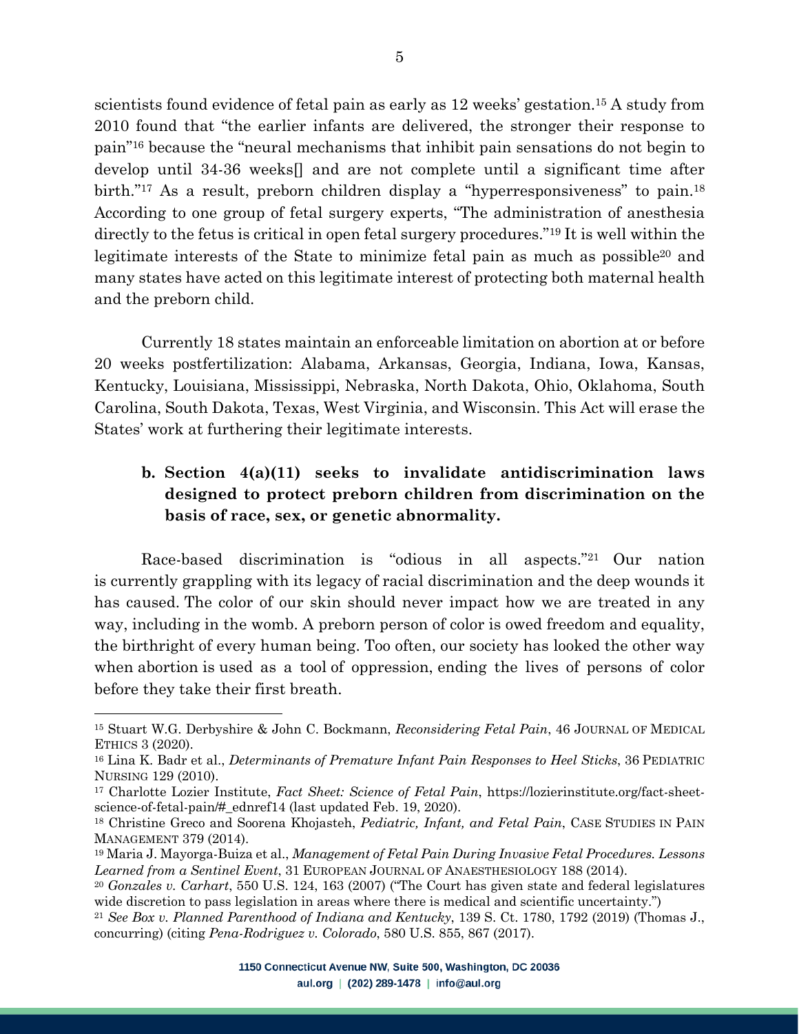scientists found evidence of fetal pain as early as 12 weeks' gestation.[15] A study from 2010 found that "the earlier infants are delivered, the stronger their response to pain"[16] because the "neural mechanisms that inhibit pain sensations do not begin to develop until 34-36 weeks[] and are not complete until a significant time after birth."[17] As a result, preborn children display a "hyperresponsiveness" to pain.[18] According to one group of fetal surgery experts, "The administration of anesthesia directly to the fetus is critical in open fetal surgery procedures."[19] It is well within the legitimate interests of the State to minimize fetal pain as much as possible[20] and many states have acted on this legitimate interest of protecting both maternal health and the preborn child.

Currently 18 states maintain an enforceable limitation on abortion at or before 20 weeks postfertilization: Alabama, Arkansas, Georgia, Indiana, Iowa, Kansas, Kentucky, Louisiana, Mississippi, Nebraska, North Dakota, Ohio, Oklahoma, South Carolina, South Dakota, Texas, West Virginia, and Wisconsin. This Act will erase the States' work at furthering their legitimate interests.

### b. Section 4(a)(11) seeks to invalidate antidiscrimination laws designed to protect preborn children from discrimination on the basis of race, sex, or genetic abnormality.

Race-based discrimination is "odious in all aspects."[21] Our nation is currently grappling with its legacy of racial discrimination and the deep wounds it has caused. The color of our skin should never impact how we are treated in any way, including in the womb. A preborn person of color is owed freedom and equality, the birthright of every human being. Too often, our society has looked the other way when abortion is used as a tool of oppression, ending the lives of persons of color before they take their first breath.

---

[15] Stuart W.G. Derbyshire & John C. Bockmann, *Reconsidering Fetal Pain*, 46 JOURNAL OF MEDICAL ETHICS 3 (2020).

[16] Lina K. Badr et al., *Determinants of Premature Infant Pain Responses to Heel Sticks*, 36 PEDIATRIC NURSING 129 (2010).

[17] Charlotte Lozier Institute, *Fact Sheet: Science of Fetal Pain*, https://lozierinstitute.org/fact-sheet-science-of-fetal-pain/#_ednref14 (last updated Feb. 19, 2020).

[18] Christine Greco and Soorena Khojasteh, *Pediatric, Infant, and Fetal Pain*, CASE STUDIES IN PAIN MANAGEMENT 379 (2014).

[19] Maria J. Mayorga-Buiza et al., *Management of Fetal Pain During Invasive Fetal Procedures. Lessons Learned from a Sentinel Event*, 31 EUROPEAN JOURNAL OF ANAESTHESIOLOGY 188 (2014).

[20] *Gonzales v. Carhart*, 550 U.S. 124, 163 (2007) ("The Court has given state and federal legislatures wide discretion to pass legislation in areas where there is medical and scientific uncertainty.")

[21] *See Box v. Planned Parenthood of Indiana and Kentucky*, 139 S. Ct. 1780, 1792 (2019) (Thomas J., concurring) (citing *Pena-Rodriguez v. Colorado*, 580 U.S. 855, 867 (2017).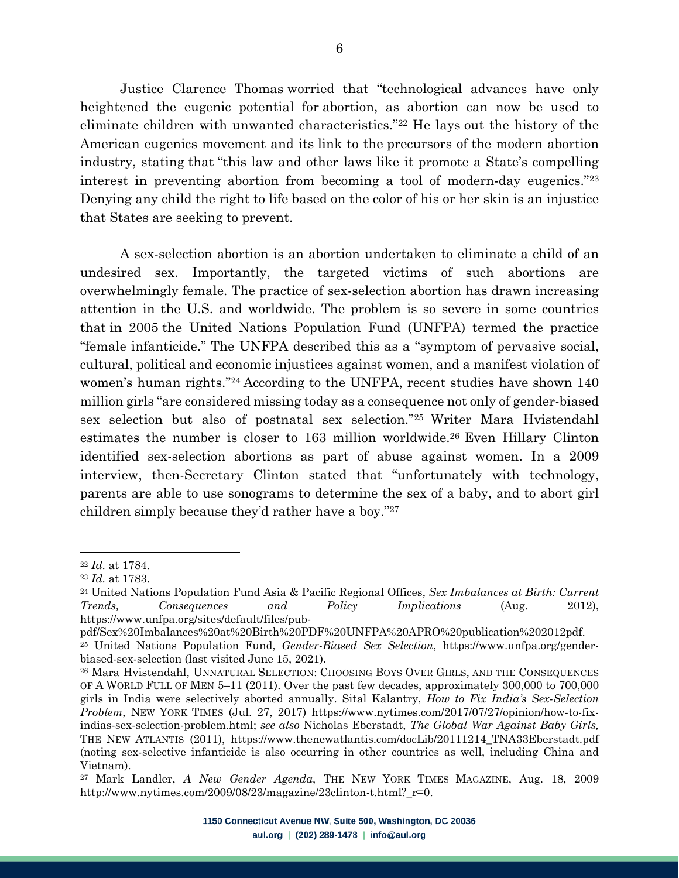Justice Clarence Thomas worried that "technological advances have only heightened the eugenic potential for abortion, as abortion can now be used to eliminate children with unwanted characteristics."[22] He lays out the history of the American eugenics movement and its link to the precursors of the modern abortion industry, stating that "this law and other laws like it promote a State's compelling interest in preventing abortion from becoming a tool of modern-day eugenics."[23] Denying any child the right to life based on the color of his or her skin is an injustice that States are seeking to prevent.

A sex-selection abortion is an abortion undertaken to eliminate a child of an undesired sex. Importantly, the targeted victims of such abortions are overwhelmingly female. The practice of sex-selection abortion has drawn increasing attention in the U.S. and worldwide. The problem is so severe in some countries that in 2005 the United Nations Population Fund (UNFPA) termed the practice "female infanticide." The UNFPA described this as a "symptom of pervasive social, cultural, political and economic injustices against women, and a manifest violation of women's human rights."[24] According to the UNFPA, recent studies have shown 140 million girls "are considered missing today as a consequence not only of gender-biased sex selection but also of postnatal sex selection."[25] Writer Mara Hvistendahl estimates the number is closer to 163 million worldwide.[26] Even Hillary Clinton identified sex-selection abortions as part of abuse against women. In a 2009 interview, then-Secretary Clinton stated that "unfortunately with technology, parents are able to use sonograms to determine the sex of a baby, and to abort girl children simply because they'd rather have a boy."[27]

---

[22] *Id.* at 1784.

[23] *Id.* at 1783.

[24] United Nations Population Fund Asia & Pacific Regional Offices, *Sex Imbalances at Birth: Current Trends, Consequences and Policy Implications* (Aug. 2012), https://www.unfpa.org/sites/default/files/pub-pdf/Sex%20Imbalances%20at%20Birth%20PDF%20UNFPA%20APRO%20publication%202012pdf.

[25] United Nations Population Fund, *Gender-Biased Sex Selection*, https://www.unfpa.org/gender-biased-sex-selection (last visited June 15, 2021).

[26] Mara Hvistendahl, UNNATURAL SELECTION: CHOOSING BOYS OVER GIRLS, AND THE CONSEQUENCES OF A WORLD FULL OF MEN 5–11 (2011). Over the past few decades, approximately 300,000 to 700,000 girls in India were selectively aborted annually. Sital Kalantry, *How to Fix India's Sex-Selection Problem*, NEW YORK TIMES (Jul. 27, 2017) https://www.nytimes.com/2017/07/27/opinion/how-to-fix-indias-sex-selection-problem.html; *see also* Nicholas Eberstadt, *The Global War Against Baby Girls,* THE NEW ATLANTIS (2011), https://www.thenewatlantis.com/docLib/20111214_TNA33Eberstadt.pdf (noting sex-selective infanticide is also occurring in other countries as well, including China and Vietnam).

[27] Mark Landler, *A New Gender Agenda*, THE NEW YORK TIMES MAGAZINE, Aug. 18, 2009 http://www.nytimes.com/2009/08/23/magazine/23clinton-t.html?_r=0.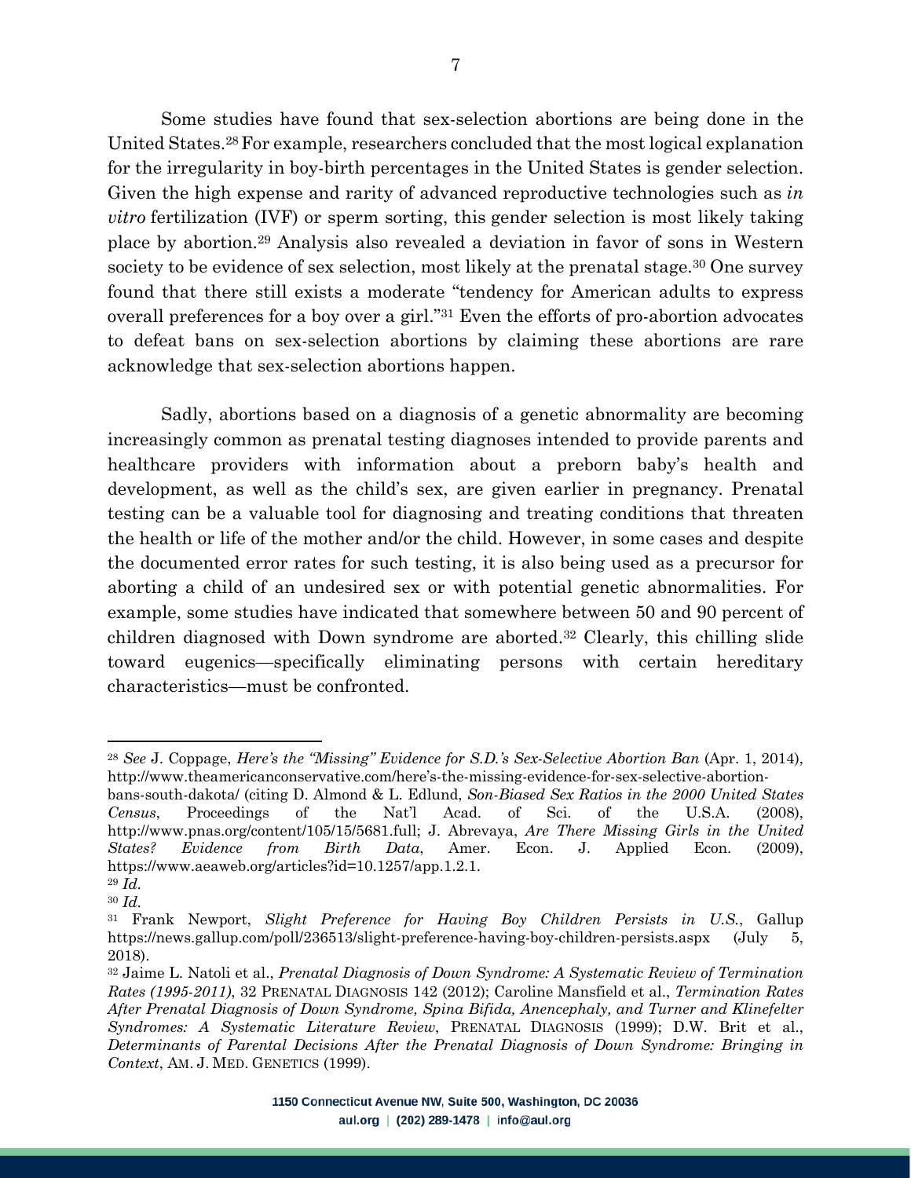Some studies have found that sex-selection abortions are being done in the United States.[28] For example, researchers concluded that the most logical explanation for the irregularity in boy-birth percentages in the United States is gender selection. Given the high expense and rarity of advanced reproductive technologies such as *in vitro* fertilization (IVF) or sperm sorting, this gender selection is most likely taking place by abortion.[29] Analysis also revealed a deviation in favor of sons in Western society to be evidence of sex selection, most likely at the prenatal stage.[30] One survey found that there still exists a moderate "tendency for American adults to express overall preferences for a boy over a girl."[31] Even the efforts of pro-abortion advocates to defeat bans on sex-selection abortions by claiming these abortions are rare acknowledge that sex-selection abortions happen.

Sadly, abortions based on a diagnosis of a genetic abnormality are becoming increasingly common as prenatal testing diagnoses intended to provide parents and healthcare providers with information about a preborn baby's health and development, as well as the child's sex, are given earlier in pregnancy. Prenatal testing can be a valuable tool for diagnosing and treating conditions that threaten the health or life of the mother and/or the child. However, in some cases and despite the documented error rates for such testing, it is also being used as a precursor for aborting a child of an undesired sex or with potential genetic abnormalities. For example, some studies have indicated that somewhere between 50 and 90 percent of children diagnosed with Down syndrome are aborted.[32] Clearly, this chilling slide toward eugenics—specifically eliminating persons with certain hereditary characteristics—must be confronted.

---

[28] *See* J. Coppage, *Here's the "Missing" Evidence for S.D.'s Sex-Selective Abortion Ban* (Apr. 1, 2014), http://www.theamericanconservative.com/here's-the-missing-evidence-for-sex-selective-abortion-bans-south-dakota/ (citing D. Almond & L. Edlund, *Son-Biased Sex Ratios in the 2000 United States Census*, Proceedings of the Nat'l Acad. of Sci. of the U.S.A. (2008), http://www.pnas.org/content/105/15/5681.full; J. Abrevaya, *Are There Missing Girls in the United States? Evidence from Birth Data*, Amer. Econ. J. Applied Econ. (2009), https://www.aeaweb.org/articles?id=10.1257/app.1.2.1.

[29] *Id.*

[30] *Id.*

[31] Frank Newport, *Slight Preference for Having Boy Children Persists in U.S.*, Gallup https://news.gallup.com/poll/236513/slight-preference-having-boy-children-persists.aspx (July 5, 2018).

[32] Jaime L. Natoli et al., *Prenatal Diagnosis of Down Syndrome: A Systematic Review of Termination Rates (1995-2011)*, 32 PRENATAL DIAGNOSIS 142 (2012); Caroline Mansfield et al., *Termination Rates After Prenatal Diagnosis of Down Syndrome, Spina Bifida, Anencephaly, and Turner and Klinefelter Syndromes: A Systematic Literature Review*, PRENATAL DIAGNOSIS (1999); D.W. Brit et al., *Determinants of Parental Decisions After the Prenatal Diagnosis of Down Syndrome: Bringing in Context*, AM. J. MED. GENETICS (1999).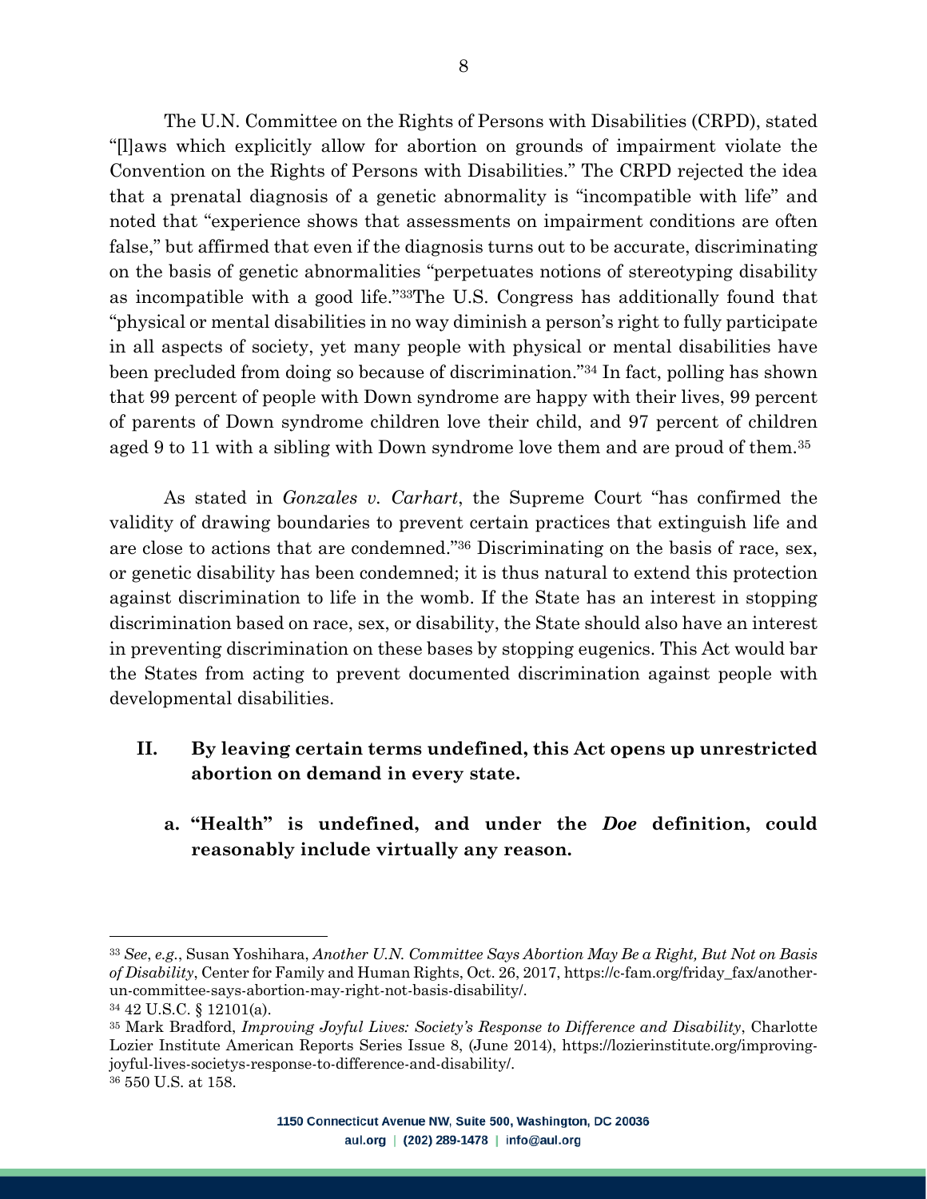The U.N. Committee on the Rights of Persons with Disabilities (CRPD), stated "[l]aws which explicitly allow for abortion on grounds of impairment violate the Convention on the Rights of Persons with Disabilities." The CRPD rejected the idea that a prenatal diagnosis of a genetic abnormality is "incompatible with life" and noted that "experience shows that assessments on impairment conditions are often false," but affirmed that even if the diagnosis turns out to be accurate, discriminating on the basis of genetic abnormalities "perpetuates notions of stereotyping disability as incompatible with a good life."[33]The U.S. Congress has additionally found that "physical or mental disabilities in no way diminish a person's right to fully participate in all aspects of society, yet many people with physical or mental disabilities have been precluded from doing so because of discrimination."[34] In fact, polling has shown that 99 percent of people with Down syndrome are happy with their lives, 99 percent of parents of Down syndrome children love their child, and 97 percent of children aged 9 to 11 with a sibling with Down syndrome love them and are proud of them.[35]

As stated in *Gonzales v. Carhart*, the Supreme Court "has confirmed the validity of drawing boundaries to prevent certain practices that extinguish life and are close to actions that are condemned."[36] Discriminating on the basis of race, sex, or genetic disability has been condemned; it is thus natural to extend this protection against discrimination to life in the womb. If the State has an interest in stopping discrimination based on race, sex, or disability, the State should also have an interest in preventing discrimination on these bases by stopping eugenics. This Act would bar the States from acting to prevent documented discrimination against people with developmental disabilities.

## II. By leaving certain terms undefined, this Act opens up unrestricted abortion on demand in every state.

### a. "Health" is undefined, and under the *Doe* definition, could reasonably include virtually any reason.

---

[33] *See*, *e.g.*, Susan Yoshihara, *Another U.N. Committee Says Abortion May Be a Right, But Not on Basis of Disability*, Center for Family and Human Rights, Oct. 26, 2017, https://c-fam.org/friday_fax/another-un-committee-says-abortion-may-right-not-basis-disability/.

[34] 42 U.S.C. § 12101(a).

[35] Mark Bradford, *Improving Joyful Lives: Society's Response to Difference and Disability*, Charlotte Lozier Institute American Reports Series Issue 8, (June 2014), https://lozierinstitute.org/improving-joyful-lives-societys-response-to-difference-and-disability/.

[36] 550 U.S. at 158.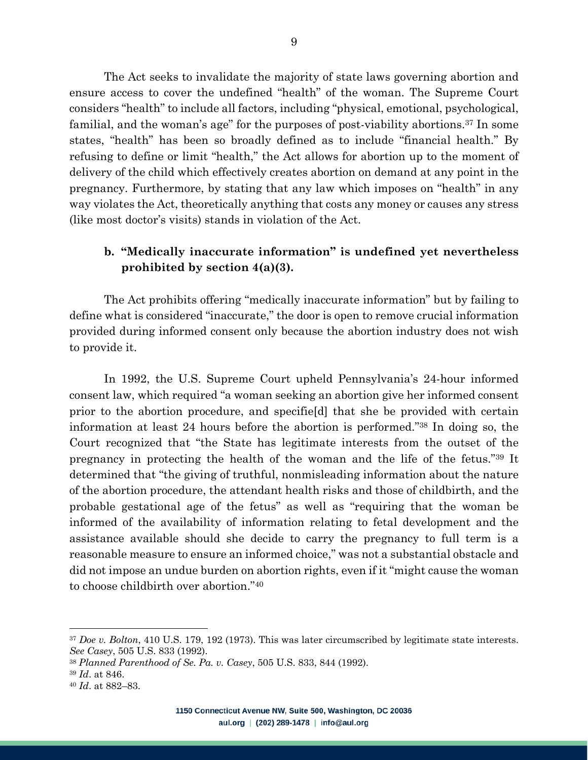The Act seeks to invalidate the majority of state laws governing abortion and ensure access to cover the undefined "health" of the woman. The Supreme Court considers "health" to include all factors, including "physical, emotional, psychological, familial, and the woman's age" for the purposes of post-viability abortions.[37] In some states, "health" has been so broadly defined as to include "financial health." By refusing to define or limit "health," the Act allows for abortion up to the moment of delivery of the child which effectively creates abortion on demand at any point in the pregnancy. Furthermore, by stating that any law which imposes on "health" in any way violates the Act, theoretically anything that costs any money or causes any stress (like most doctor's visits) stands in violation of the Act.

**b. "Medically inaccurate information" is undefined yet nevertheless prohibited by section 4(a)(3).**

The Act prohibits offering "medically inaccurate information" but by failing to define what is considered "inaccurate," the door is open to remove crucial information provided during informed consent only because the abortion industry does not wish to provide it.

In 1992, the U.S. Supreme Court upheld Pennsylvania's 24-hour informed consent law, which required "a woman seeking an abortion give her informed consent prior to the abortion procedure, and specifie[d] that she be provided with certain information at least 24 hours before the abortion is performed."[38] In doing so, the Court recognized that "the State has legitimate interests from the outset of the pregnancy in protecting the health of the woman and the life of the fetus."[39] It determined that "the giving of truthful, nonmisleading information about the nature of the abortion procedure, the attendant health risks and those of childbirth, and the probable gestational age of the fetus" as well as "requiring that the woman be informed of the availability of information relating to fetal development and the assistance available should she decide to carry the pregnancy to full term is a reasonable measure to ensure an informed choice," was not a substantial obstacle and did not impose an undue burden on abortion rights, even if it "might cause the woman to choose childbirth over abortion."[40]

---

[37] *Doe v. Bolton*, 410 U.S. 179, 192 (1973). This was later circumscribed by legitimate state interests. *See Casey*, 505 U.S. 833 (1992).

[38] *Planned Parenthood of Se. Pa. v. Casey*, 505 U.S. 833, 844 (1992).

[39] *Id*. at 846.

[40] *Id*. at 882–83.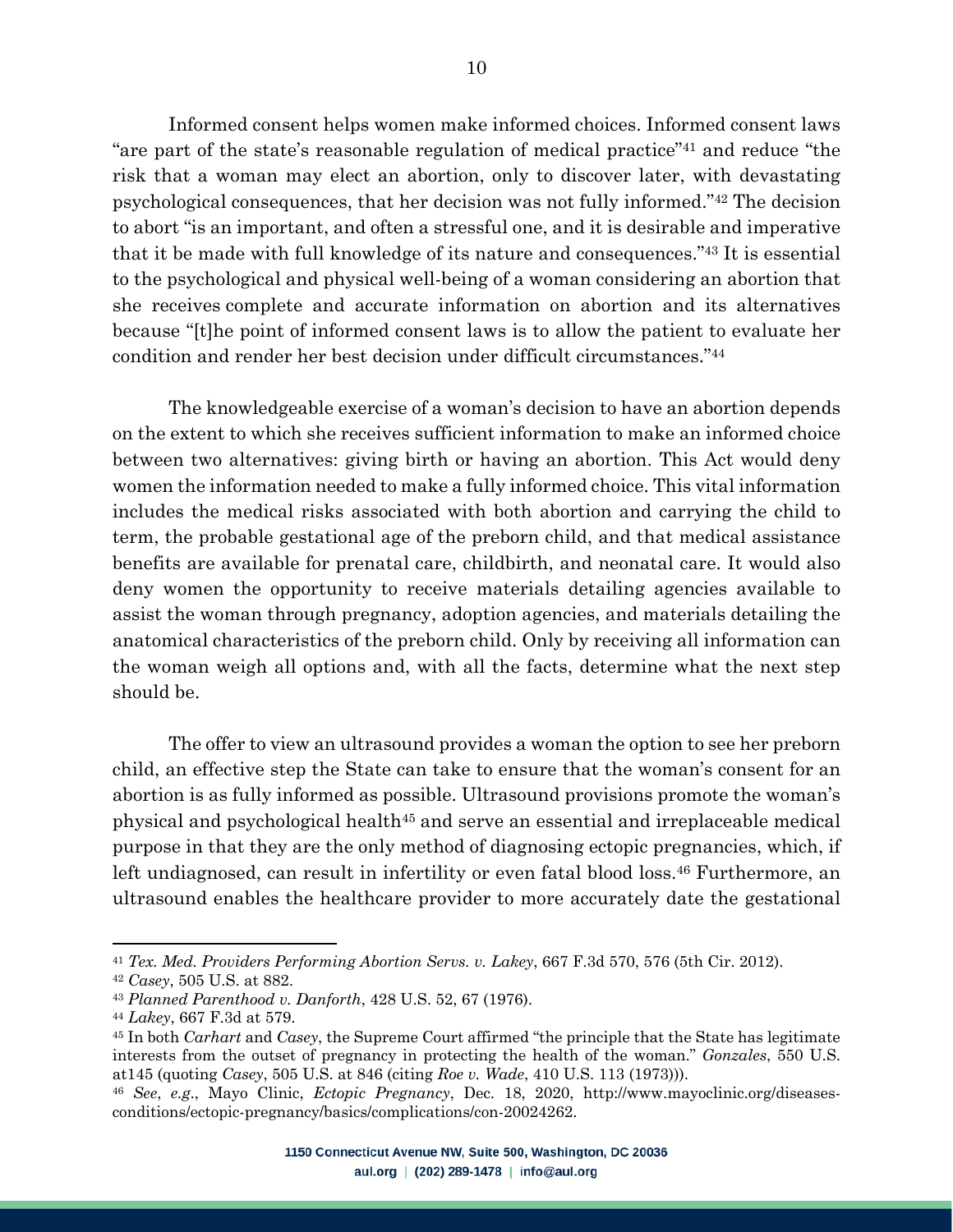Informed consent helps women make informed choices. Informed consent laws "are part of the state's reasonable regulation of medical practice"[41] and reduce "the risk that a woman may elect an abortion, only to discover later, with devastating psychological consequences, that her decision was not fully informed."[42] The decision to abort "is an important, and often a stressful one, and it is desirable and imperative that it be made with full knowledge of its nature and consequences."[43] It is essential to the psychological and physical well-being of a woman considering an abortion that she receives complete and accurate information on abortion and its alternatives because "[t]he point of informed consent laws is to allow the patient to evaluate her condition and render her best decision under difficult circumstances."[44]

The knowledgeable exercise of a woman's decision to have an abortion depends on the extent to which she receives sufficient information to make an informed choice between two alternatives: giving birth or having an abortion. This Act would deny women the information needed to make a fully informed choice. This vital information includes the medical risks associated with both abortion and carrying the child to term, the probable gestational age of the preborn child, and that medical assistance benefits are available for prenatal care, childbirth, and neonatal care. It would also deny women the opportunity to receive materials detailing agencies available to assist the woman through pregnancy, adoption agencies, and materials detailing the anatomical characteristics of the preborn child. Only by receiving all information can the woman weigh all options and, with all the facts, determine what the next step should be.

The offer to view an ultrasound provides a woman the option to see her preborn child, an effective step the State can take to ensure that the woman's consent for an abortion is as fully informed as possible. Ultrasound provisions promote the woman's physical and psychological health[45] and serve an essential and irreplaceable medical purpose in that they are the only method of diagnosing ectopic pregnancies, which, if left undiagnosed, can result in infertility or even fatal blood loss.[46] Furthermore, an ultrasound enables the healthcare provider to more accurately date the gestational

---

[41] *Tex. Med. Providers Performing Abortion Servs. v. Lakey*, 667 F.3d 570, 576 (5th Cir. 2012).

[42] *Casey*, 505 U.S. at 882.

[43] *Planned Parenthood v. Danforth*, 428 U.S. 52, 67 (1976).

[44] *Lakey*, 667 F.3d at 579.

[45] In both *Carhart* and *Casey*, the Supreme Court affirmed "the principle that the State has legitimate interests from the outset of pregnancy in protecting the health of the woman." *Gonzales*, 550 U.S. at145 (quoting *Casey*, 505 U.S. at 846 (citing *Roe v. Wade*, 410 U.S. 113 (1973))).

[46] *See*, *e.g.*, Mayo Clinic, *Ectopic Pregnancy*, Dec. 18, 2020, http://www.mayoclinic.org/diseases-conditions/ectopic-pregnancy/basics/complications/con-20024262.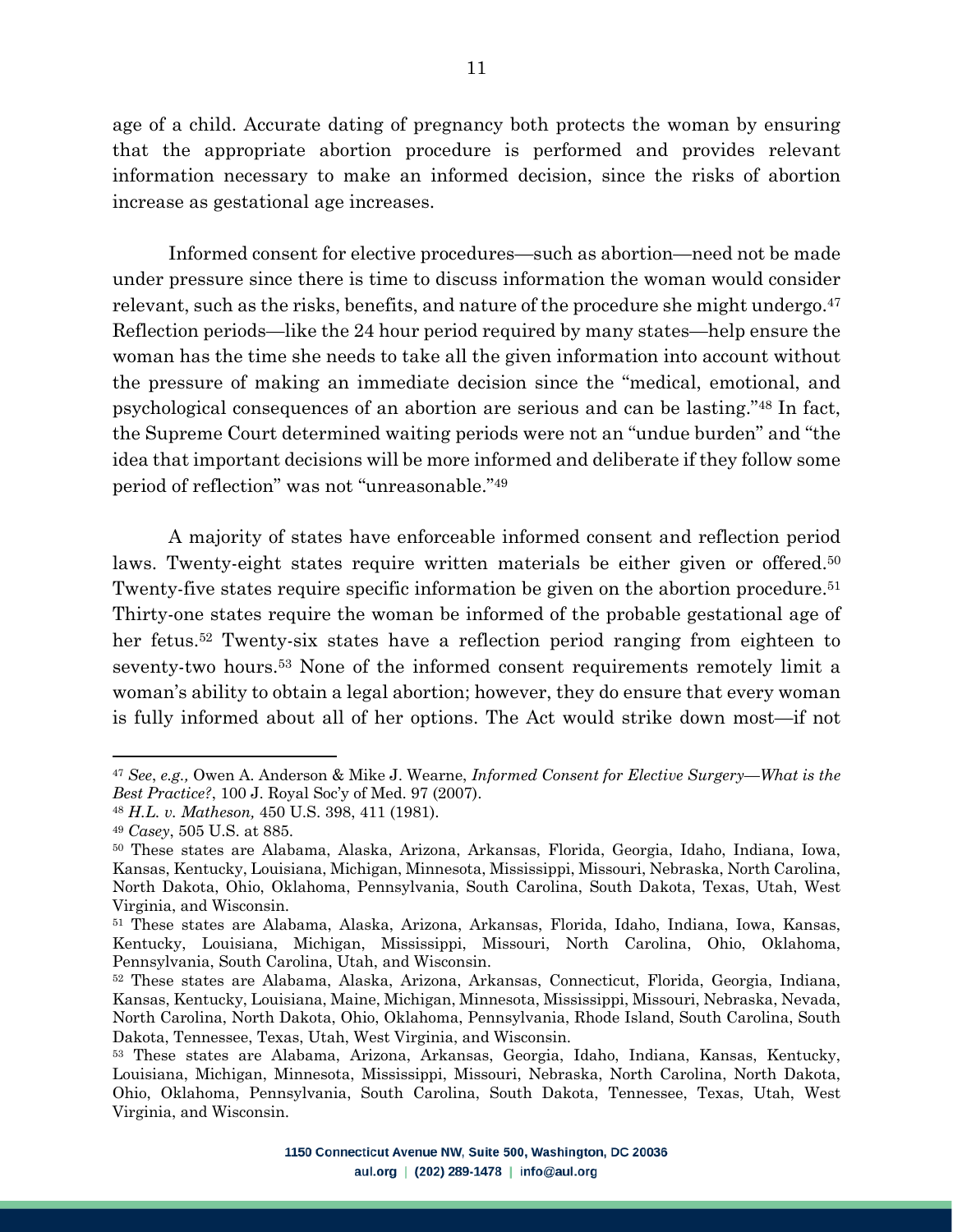age of a child. Accurate dating of pregnancy both protects the woman by ensuring that the appropriate abortion procedure is performed and provides relevant information necessary to make an informed decision, since the risks of abortion increase as gestational age increases.

Informed consent for elective procedures—such as abortion—need not be made under pressure since there is time to discuss information the woman would consider relevant, such as the risks, benefits, and nature of the procedure she might undergo.[47] Reflection periods—like the 24 hour period required by many states—help ensure the woman has the time she needs to take all the given information into account without the pressure of making an immediate decision since the "medical, emotional, and psychological consequences of an abortion are serious and can be lasting."[48] In fact, the Supreme Court determined waiting periods were not an "undue burden" and "the idea that important decisions will be more informed and deliberate if they follow some period of reflection" was not "unreasonable."[49]

A majority of states have enforceable informed consent and reflection period laws. Twenty-eight states require written materials be either given or offered.[50] Twenty-five states require specific information be given on the abortion procedure.[51] Thirty-one states require the woman be informed of the probable gestational age of her fetus.[52] Twenty-six states have a reflection period ranging from eighteen to seventy-two hours.[53] None of the informed consent requirements remotely limit a woman's ability to obtain a legal abortion; however, they do ensure that every woman is fully informed about all of her options. The Act would strike down most—if not

---

[47] *See*, *e.g.,* Owen A. Anderson & Mike J. Wearne, *Informed Consent for Elective Surgery—What is the Best Practice?*, 100 J. Royal Soc'y of Med. 97 (2007).

[48] *H.L. v. Matheson,* 450 U.S. 398, 411 (1981).

[49] *Casey*, 505 U.S. at 885.

[50] These states are Alabama, Alaska, Arizona, Arkansas, Florida, Georgia, Idaho, Indiana, Iowa, Kansas, Kentucky, Louisiana, Michigan, Minnesota, Mississippi, Missouri, Nebraska, North Carolina, North Dakota, Ohio, Oklahoma, Pennsylvania, South Carolina, South Dakota, Texas, Utah, West Virginia, and Wisconsin.

[51] These states are Alabama, Alaska, Arizona, Arkansas, Florida, Idaho, Indiana, Iowa, Kansas, Kentucky, Louisiana, Michigan, Mississippi, Missouri, North Carolina, Ohio, Oklahoma, Pennsylvania, South Carolina, Utah, and Wisconsin.

[52] These states are Alabama, Alaska, Arizona, Arkansas, Connecticut, Florida, Georgia, Indiana, Kansas, Kentucky, Louisiana, Maine, Michigan, Minnesota, Mississippi, Missouri, Nebraska, Nevada, North Carolina, North Dakota, Ohio, Oklahoma, Pennsylvania, Rhode Island, South Carolina, South Dakota, Tennessee, Texas, Utah, West Virginia, and Wisconsin.

[53] These states are Alabama, Arizona, Arkansas, Georgia, Idaho, Indiana, Kansas, Kentucky, Louisiana, Michigan, Minnesota, Mississippi, Missouri, Nebraska, North Carolina, North Dakota, Ohio, Oklahoma, Pennsylvania, South Carolina, South Dakota, Tennessee, Texas, Utah, West Virginia, and Wisconsin.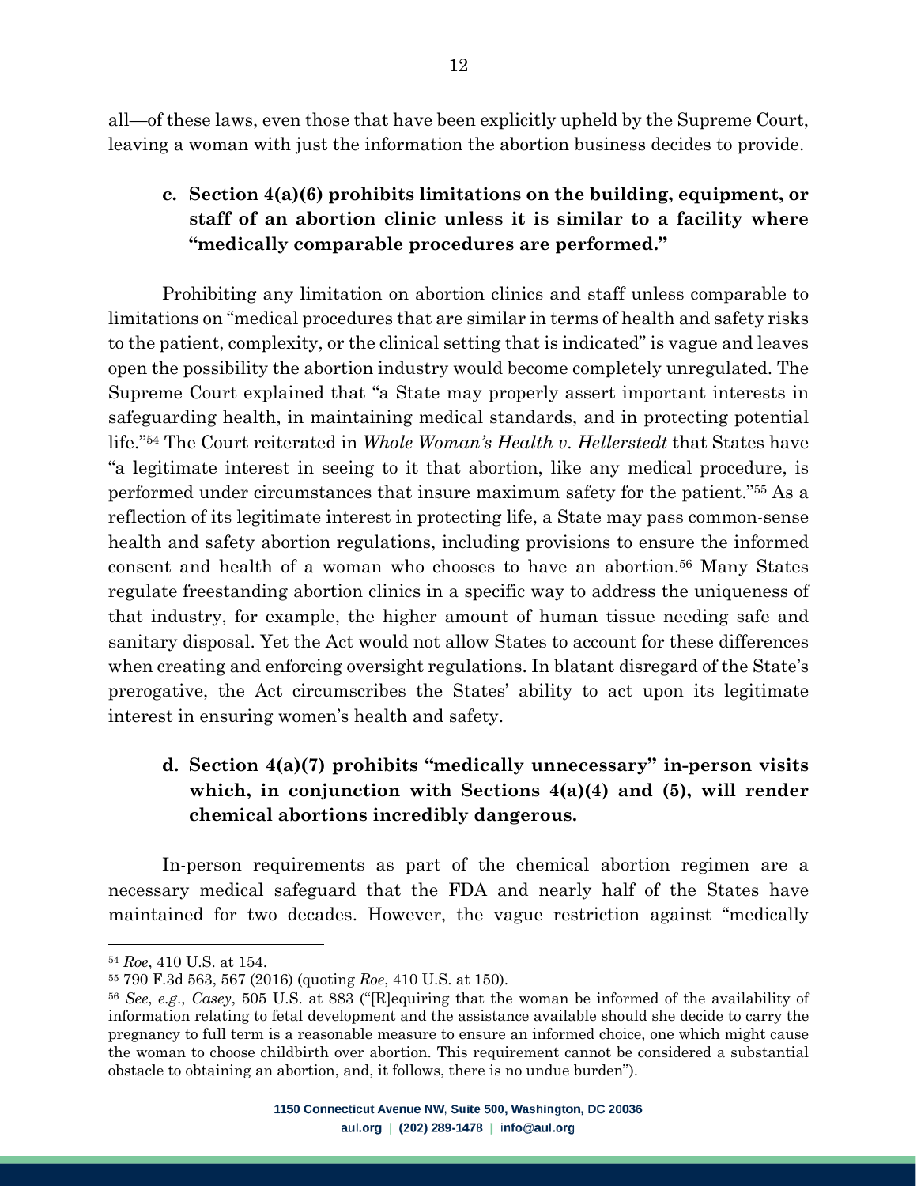all—of these laws, even those that have been explicitly upheld by the Supreme Court, leaving a woman with just the information the abortion business decides to provide.

### c. Section 4(a)(6) prohibits limitations on the building, equipment, or staff of an abortion clinic unless it is similar to a facility where "medically comparable procedures are performed."

Prohibiting any limitation on abortion clinics and staff unless comparable to limitations on "medical procedures that are similar in terms of health and safety risks to the patient, complexity, or the clinical setting that is indicated" is vague and leaves open the possibility the abortion industry would become completely unregulated. The Supreme Court explained that "a State may properly assert important interests in safeguarding health, in maintaining medical standards, and in protecting potential life."[54] The Court reiterated in *Whole Woman's Health v. Hellerstedt* that States have "a legitimate interest in seeing to it that abortion, like any medical procedure, is performed under circumstances that insure maximum safety for the patient."[55] As a reflection of its legitimate interest in protecting life, a State may pass common-sense health and safety abortion regulations, including provisions to ensure the informed consent and health of a woman who chooses to have an abortion.[56] Many States regulate freestanding abortion clinics in a specific way to address the uniqueness of that industry, for example, the higher amount of human tissue needing safe and sanitary disposal. Yet the Act would not allow States to account for these differences when creating and enforcing oversight regulations. In blatant disregard of the State's prerogative, the Act circumscribes the States' ability to act upon its legitimate interest in ensuring women's health and safety.

### d. Section 4(a)(7) prohibits "medically unnecessary" in-person visits which, in conjunction with Sections 4(a)(4) and (5), will render chemical abortions incredibly dangerous.

In-person requirements as part of the chemical abortion regimen are a necessary medical safeguard that the FDA and nearly half of the States have maintained for two decades. However, the vague restriction against "medically

---

[54] *Roe*, 410 U.S. at 154.

[55] 790 F.3d 563, 567 (2016) (quoting *Roe*, 410 U.S. at 150).

[56] *See*, *e.g*., *Casey*, 505 U.S. at 883 ("[R]equiring that the woman be informed of the availability of information relating to fetal development and the assistance available should she decide to carry the pregnancy to full term is a reasonable measure to ensure an informed choice, one which might cause the woman to choose childbirth over abortion. This requirement cannot be considered a substantial obstacle to obtaining an abortion, and, it follows, there is no undue burden").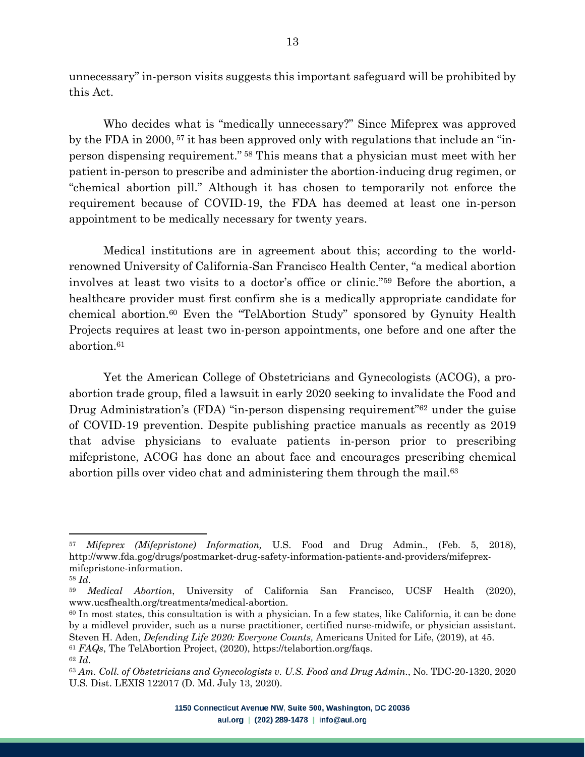unnecessary" in-person visits suggests this important safeguard will be prohibited by this Act.

Who decides what is "medically unnecessary?" Since Mifeprex was approved by the FDA in 2000, [57] it has been approved only with regulations that include an "in-person dispensing requirement." [58] This means that a physician must meet with her patient in-person to prescribe and administer the abortion-inducing drug regimen, or "chemical abortion pill." Although it has chosen to temporarily not enforce the requirement because of COVID-19, the FDA has deemed at least one in-person appointment to be medically necessary for twenty years.

Medical institutions are in agreement about this; according to the world-renowned University of California-San Francisco Health Center, "a medical abortion involves at least two visits to a doctor's office or clinic."[59] Before the abortion, a healthcare provider must first confirm she is a medically appropriate candidate for chemical abortion.[60] Even the "TelAbortion Study" sponsored by Gynuity Health Projects requires at least two in-person appointments, one before and one after the abortion.[61]

Yet the American College of Obstetricians and Gynecologists (ACOG), a pro-abortion trade group, filed a lawsuit in early 2020 seeking to invalidate the Food and Drug Administration's (FDA) "in-person dispensing requirement"[62] under the guise of COVID-19 prevention. Despite publishing practice manuals as recently as 2019 that advise physicians to evaluate patients in-person prior to prescribing mifepristone, ACOG has done an about face and encourages prescribing chemical abortion pills over video chat and administering them through the mail.[63]

---

[57] *Mifeprex (Mifepristone) Information,* U.S. Food and Drug Admin., (Feb. 5, 2018), http://www.fda.gog/drugs/postmarket-drug-safety-information-patients-and-providers/mifeprex-mifepristone-information.

[58] *Id.*

[59] *Medical Abortion*, University of California San Francisco, UCSF Health (2020), www.ucsfhealth.org/treatments/medical-abortion.

[60] In most states, this consultation is with a physician. In a few states, like California, it can be done by a midlevel provider, such as a nurse practitioner, certified nurse-midwife, or physician assistant. Steven H. Aden, *Defending Life 2020: Everyone Counts,* Americans United for Life, (2019), at 45.

[61] *FAQs*, The TelAbortion Project, (2020), https://telabortion.org/faqs.

[62] *Id.*

[63] *Am. Coll. of Obstetricians and Gynecologists v. U.S. Food and Drug Admin.*, No. TDC-20-1320, 2020 U.S. Dist. LEXIS 122017 (D. Md. July 13, 2020).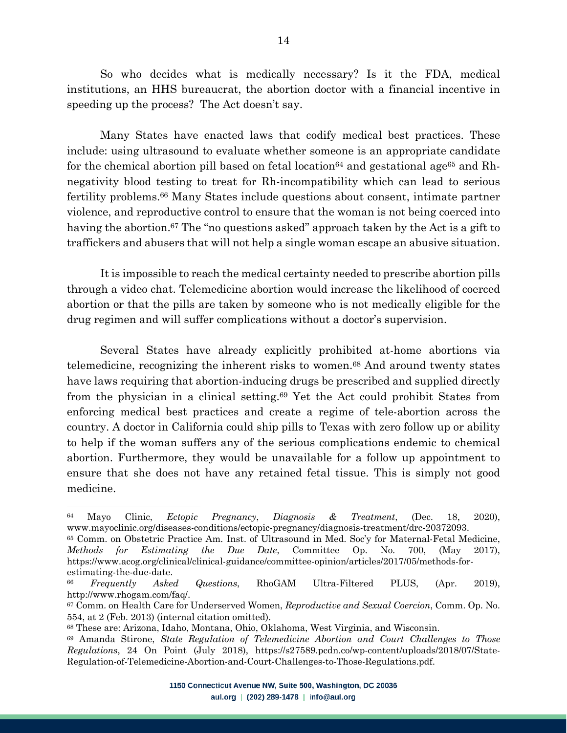So who decides what is medically necessary? Is it the FDA, medical institutions, an HHS bureaucrat, the abortion doctor with a financial incentive in speeding up the process? The Act doesn't say.

Many States have enacted laws that codify medical best practices. These include: using ultrasound to evaluate whether someone is an appropriate candidate for the chemical abortion pill based on fetal location[64] and gestational age[65] and Rh-negativity blood testing to treat for Rh-incompatibility which can lead to serious fertility problems.[66] Many States include questions about consent, intimate partner violence, and reproductive control to ensure that the woman is not being coerced into having the abortion.[67] The "no questions asked" approach taken by the Act is a gift to traffickers and abusers that will not help a single woman escape an abusive situation.

It is impossible to reach the medical certainty needed to prescribe abortion pills through a video chat. Telemedicine abortion would increase the likelihood of coerced abortion or that the pills are taken by someone who is not medically eligible for the drug regimen and will suffer complications without a doctor's supervision.

Several States have already explicitly prohibited at-home abortions via telemedicine, recognizing the inherent risks to women.[68] And around twenty states have laws requiring that abortion-inducing drugs be prescribed and supplied directly from the physician in a clinical setting.[69] Yet the Act could prohibit States from enforcing medical best practices and create a regime of tele-abortion across the country. A doctor in California could ship pills to Texas with zero follow up or ability to help if the woman suffers any of the serious complications endemic to chemical abortion. Furthermore, they would be unavailable for a follow up appointment to ensure that she does not have any retained fetal tissue. This is simply not good medicine.

---

[64] Mayo Clinic, *Ectopic Pregnancy, Diagnosis & Treatment*, (Dec. 18, 2020), www.mayoclinic.org/diseases-conditions/ectopic-pregnancy/diagnosis-treatment/drc-20372093.

[65] Comm. on Obstetric Practice Am. Inst. of Ultrasound in Med. Soc'y for Maternal-Fetal Medicine, *Methods for Estimating the Due Date*, Committee Op. No. 700, (May 2017), https://www.acog.org/clinical/clinical-guidance/committee-opinion/articles/2017/05/methods-for-estimating-the-due-date.

[66] *Frequently Asked Questions*, RhoGAM Ultra-Filtered PLUS, (Apr. 2019), http://www.rhogam.com/faq/.

[67] Comm. on Health Care for Underserved Women, *Reproductive and Sexual Coercion*, Comm. Op. No. 554, at 2 (Feb. 2013) (internal citation omitted).

[68] These are: Arizona, Idaho, Montana, Ohio, Oklahoma, West Virginia, and Wisconsin.

[69] Amanda Stirone, *State Regulation of Telemedicine Abortion and Court Challenges to Those Regulations*, 24 On Point (July 2018), https://s27589.pcdn.co/wp-content/uploads/2018/07/State-Regulation-of-Telemedicine-Abortion-and-Court-Challenges-to-Those-Regulations.pdf.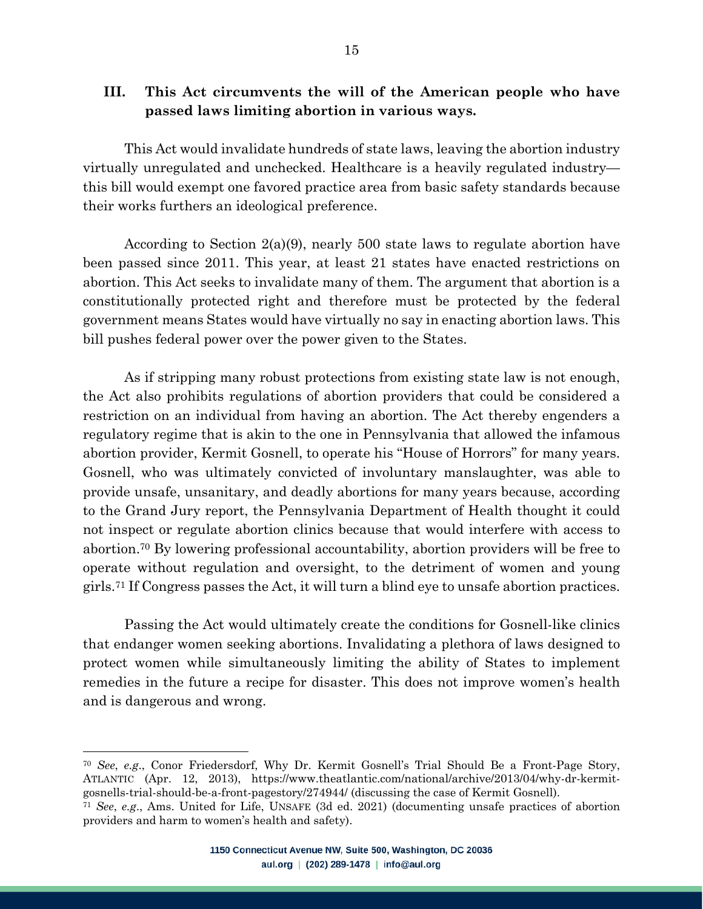## III. This Act circumvents the will of the American people who have passed laws limiting abortion in various ways.

This Act would invalidate hundreds of state laws, leaving the abortion industry virtually unregulated and unchecked. Healthcare is a heavily regulated industry—this bill would exempt one favored practice area from basic safety standards because their works furthers an ideological preference.

According to Section 2(a)(9), nearly 500 state laws to regulate abortion have been passed since 2011. This year, at least 21 states have enacted restrictions on abortion. This Act seeks to invalidate many of them. The argument that abortion is a constitutionally protected right and therefore must be protected by the federal government means States would have virtually no say in enacting abortion laws. This bill pushes federal power over the power given to the States.

As if stripping many robust protections from existing state law is not enough, the Act also prohibits regulations of abortion providers that could be considered a restriction on an individual from having an abortion. The Act thereby engenders a regulatory regime that is akin to the one in Pennsylvania that allowed the infamous abortion provider, Kermit Gosnell, to operate his "House of Horrors" for many years. Gosnell, who was ultimately convicted of involuntary manslaughter, was able to provide unsafe, unsanitary, and deadly abortions for many years because, according to the Grand Jury report, the Pennsylvania Department of Health thought it could not inspect or regulate abortion clinics because that would interfere with access to abortion.[70] By lowering professional accountability, abortion providers will be free to operate without regulation and oversight, to the detriment of women and young girls.[71] If Congress passes the Act, it will turn a blind eye to unsafe abortion practices.

Passing the Act would ultimately create the conditions for Gosnell-like clinics that endanger women seeking abortions. Invalidating a plethora of laws designed to protect women while simultaneously limiting the ability of States to implement remedies in the future a recipe for disaster. This does not improve women's health and is dangerous and wrong.

---

[70] *See*, *e.g*., Conor Friedersdorf, Why Dr. Kermit Gosnell's Trial Should Be a Front-Page Story, ATLANTIC (Apr. 12, 2013), https://www.theatlantic.com/national/archive/2013/04/why-dr-kermit-gosnells-trial-should-be-a-front-pagestory/274944/ (discussing the case of Kermit Gosnell).

[71] *See*, *e.g*., Ams. United for Life, UNSAFE (3d ed. 2021) (documenting unsafe practices of abortion providers and harm to women's health and safety).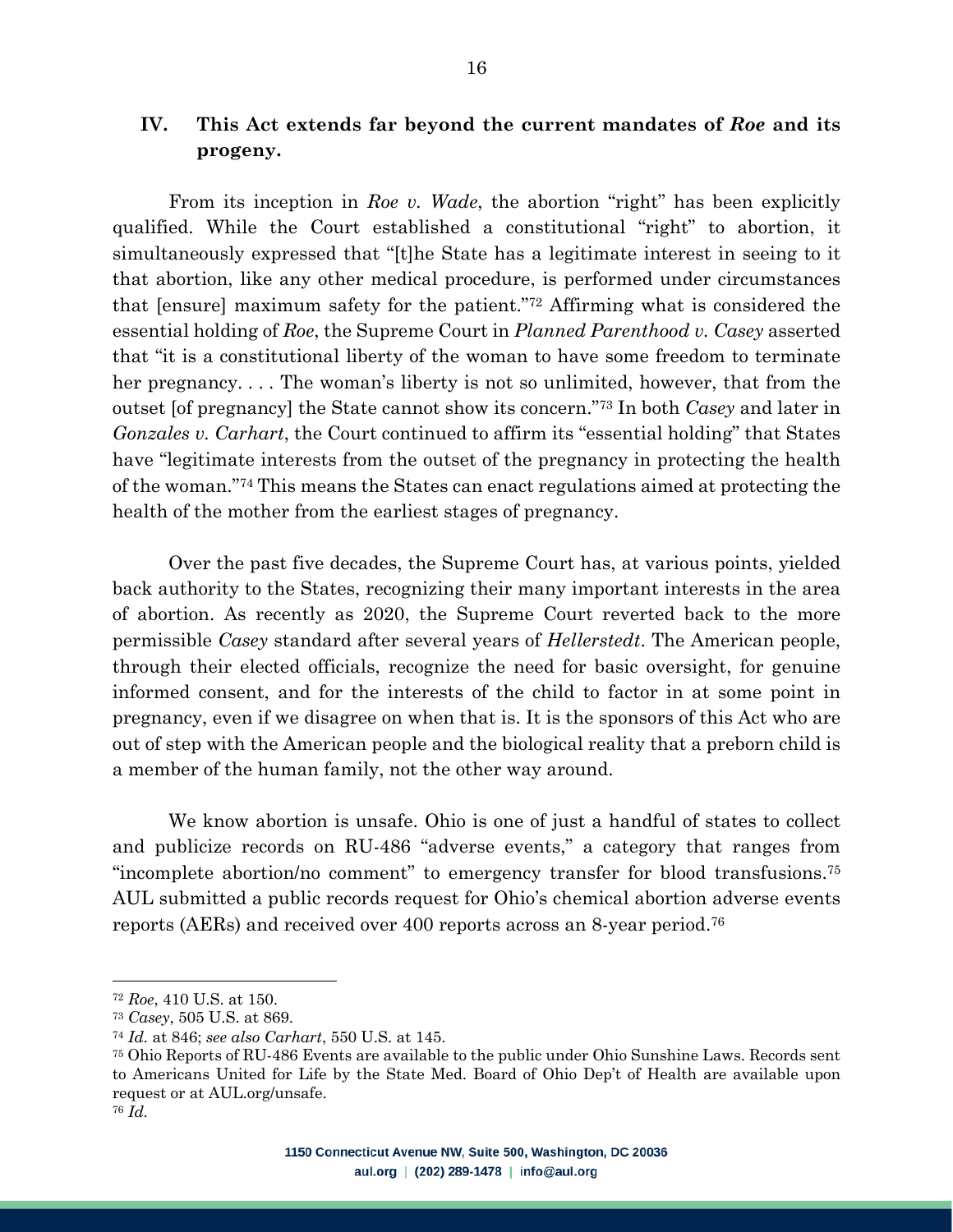## IV. This Act extends far beyond the current mandates of *Roe* and its progeny.

From its inception in *Roe v. Wade*, the abortion "right" has been explicitly qualified. While the Court established a constitutional "right" to abortion, it simultaneously expressed that "[t]he State has a legitimate interest in seeing to it that abortion, like any other medical procedure, is performed under circumstances that [ensure] maximum safety for the patient."[72] Affirming what is considered the essential holding of *Roe*, the Supreme Court in *Planned Parenthood v. Casey* asserted that "it is a constitutional liberty of the woman to have some freedom to terminate her pregnancy. . . . The woman's liberty is not so unlimited, however, that from the outset [of pregnancy] the State cannot show its concern."[73] In both *Casey* and later in *Gonzales v. Carhart*, the Court continued to affirm its "essential holding" that States have "legitimate interests from the outset of the pregnancy in protecting the health of the woman."[74] This means the States can enact regulations aimed at protecting the health of the mother from the earliest stages of pregnancy.

Over the past five decades, the Supreme Court has, at various points, yielded back authority to the States, recognizing their many important interests in the area of abortion. As recently as 2020, the Supreme Court reverted back to the more permissible *Casey* standard after several years of *Hellerstedt*. The American people, through their elected officials, recognize the need for basic oversight, for genuine informed consent, and for the interests of the child to factor in at some point in pregnancy, even if we disagree on when that is. It is the sponsors of this Act who are out of step with the American people and the biological reality that a preborn child is a member of the human family, not the other way around.

We know abortion is unsafe. Ohio is one of just a handful of states to collect and publicize records on RU-486 "adverse events," a category that ranges from "incomplete abortion/no comment" to emergency transfer for blood transfusions.[75] AUL submitted a public records request for Ohio's chemical abortion adverse events reports (AERs) and received over 400 reports across an 8-year period.[76]

---

[72] *Roe*, 410 U.S. at 150.

[73] *Casey*, 505 U.S. at 869.

[74] *Id.* at 846; *see also Carhart*, 550 U.S. at 145.

[75] Ohio Reports of RU-486 Events are available to the public under Ohio Sunshine Laws. Records sent to Americans United for Life by the State Med. Board of Ohio Dep't of Health are available upon request or at AUL.org/unsafe.

[76] *Id.*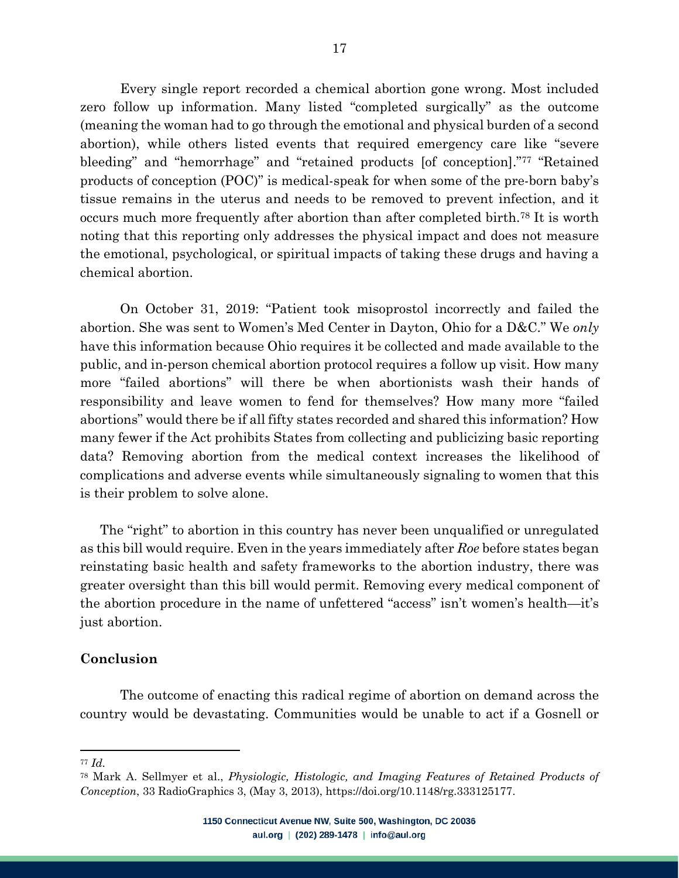Every single report recorded a chemical abortion gone wrong. Most included zero follow up information. Many listed "completed surgically" as the outcome (meaning the woman had to go through the emotional and physical burden of a second abortion), while others listed events that required emergency care like "severe bleeding" and "hemorrhage" and "retained products [of conception]."[77] "Retained products of conception (POC)" is medical-speak for when some of the pre-born baby's tissue remains in the uterus and needs to be removed to prevent infection, and it occurs much more frequently after abortion than after completed birth.[78] It is worth noting that this reporting only addresses the physical impact and does not measure the emotional, psychological, or spiritual impacts of taking these drugs and having a chemical abortion.

On October 31, 2019: "Patient took misoprostol incorrectly and failed the abortion. She was sent to Women's Med Center in Dayton, Ohio for a D&C." We *only* have this information because Ohio requires it be collected and made available to the public, and in-person chemical abortion protocol requires a follow up visit. How many more "failed abortions" will there be when abortionists wash their hands of responsibility and leave women to fend for themselves? How many more "failed abortions" would there be if all fifty states recorded and shared this information? How many fewer if the Act prohibits States from collecting and publicizing basic reporting data? Removing abortion from the medical context increases the likelihood of complications and adverse events while simultaneously signaling to women that this is their problem to solve alone.

The "right" to abortion in this country has never been unqualified or unregulated as this bill would require. Even in the years immediately after *Roe* before states began reinstating basic health and safety frameworks to the abortion industry, there was greater oversight than this bill would permit. Removing every medical component of the abortion procedure in the name of unfettered "access" isn't women's health—it's just abortion.

**Conclusion**

The outcome of enacting this radical regime of abortion on demand across the country would be devastating. Communities would be unable to act if a Gosnell or

---

[77] *Id.*

[78] Mark A. Sellmyer et al., *Physiologic, Histologic, and Imaging Features of Retained Products of Conception*, 33 RadioGraphics 3, (May 3, 2013), https://doi.org/10.1148/rg.333125177.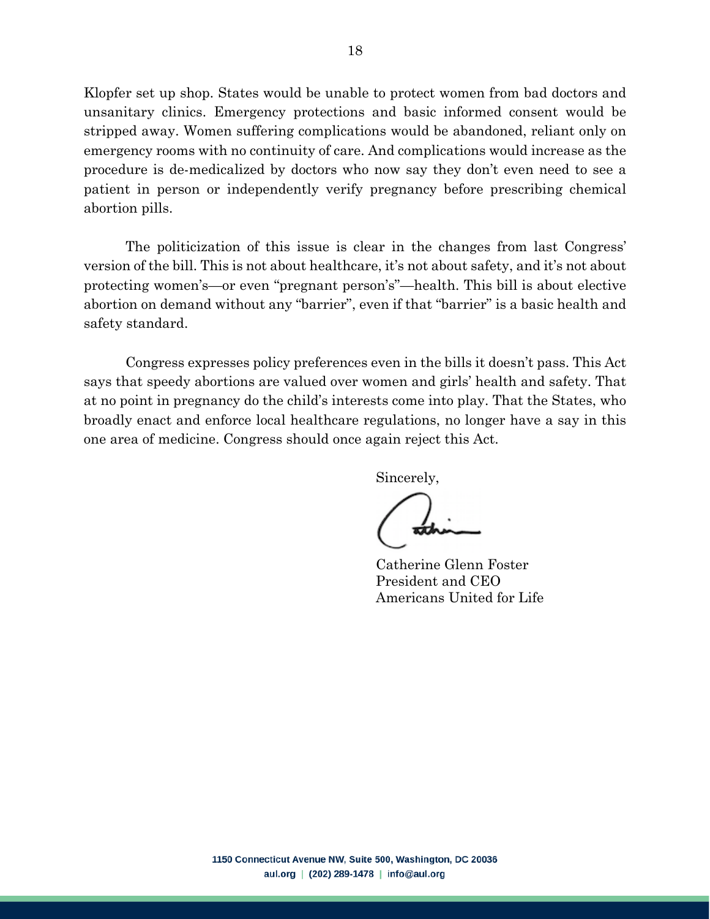Klopfer set up shop. States would be unable to protect women from bad doctors and unsanitary clinics. Emergency protections and basic informed consent would be stripped away. Women suffering complications would be abandoned, reliant only on emergency rooms with no continuity of care. And complications would increase as the procedure is de-medicalized by doctors who now say they don't even need to see a patient in person or independently verify pregnancy before prescribing chemical abortion pills.

The politicization of this issue is clear in the changes from last Congress' version of the bill. This is not about healthcare, it's not about safety, and it's not about protecting women's—or even "pregnant person's"—health. This bill is about elective abortion on demand without any "barrier", even if that "barrier" is a basic health and safety standard.

Congress expresses policy preferences even in the bills it doesn't pass. This Act says that speedy abortions are valued over women and girls' health and safety. That at no point in pregnancy do the child's interests come into play. That the States, who broadly enact and enforce local healthcare regulations, no longer have a say in this one area of medicine. Congress should once again reject this Act.

Sincerely,

Catherine Glenn Foster
President and CEO
Americans United for Life

1150 Connecticut Avenue NW, Suite 500, Washington, DC 20036
aul.org | (202) 289-1478 | info@aul.org